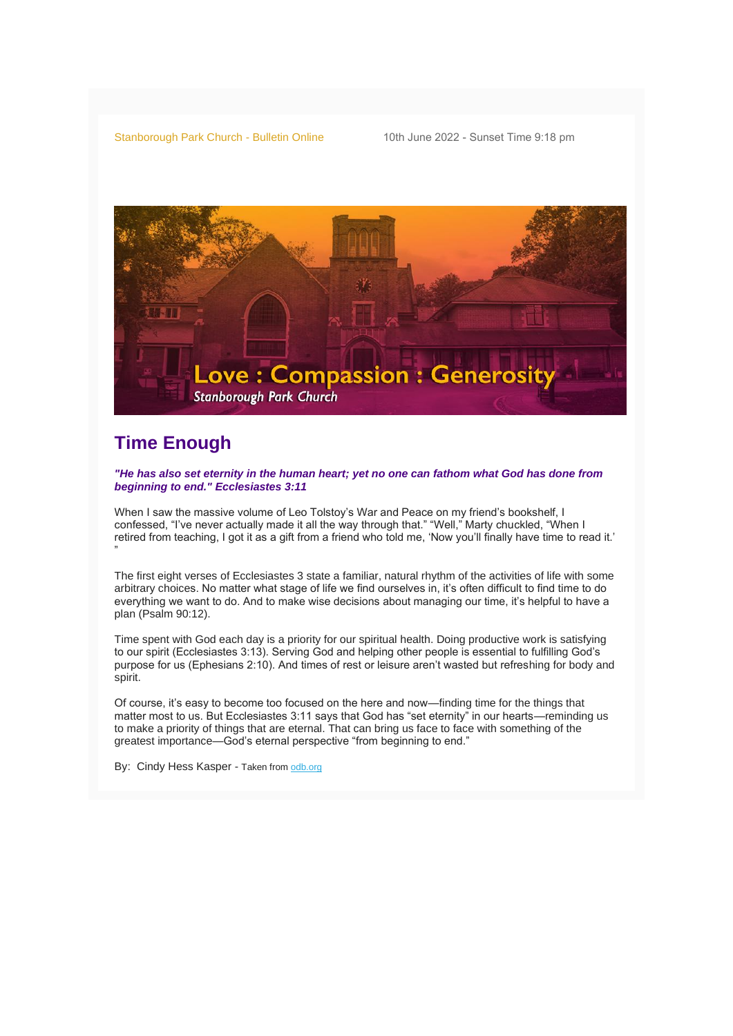Stanborough Park Church - Bulletin Online

10th June 2022 - Sunset Time 9:18 pm

Love : Compassion : Generosity

Stanborough Park Church

## Time Enough

***"He has also set eternity in the human heart; yet no one can fathom what God has done from beginning to end." Ecclesiastes 3:11***

When I saw the massive volume of Leo Tolstoy's War and Peace on my friend's bookshelf, I confessed, "I've never actually made it all the way through that." "Well," Marty chuckled, "When I retired from teaching, I got it as a gift from a friend who told me, 'Now you'll finally have time to read it.' "

The first eight verses of Ecclesiastes 3 state a familiar, natural rhythm of the activities of life with some arbitrary choices. No matter what stage of life we find ourselves in, it's often difficult to find time to do everything we want to do. And to make wise decisions about managing our time, it's helpful to have a plan (Psalm 90:12).

Time spent with God each day is a priority for our spiritual health. Doing productive work is satisfying to our spirit (Ecclesiastes 3:13). Serving God and helping other people is essential to fulfilling God's purpose for us (Ephesians 2:10). And times of rest or leisure aren't wasted but refreshing for body and spirit.

Of course, it's easy to become too focused on the here and now—finding time for the things that matter most to us. But Ecclesiastes 3:11 says that God has "set eternity" in our hearts—reminding us to make a priority of things that are eternal. That can bring us face to face with something of the greatest importance—God's eternal perspective "from beginning to end."

By: Cindy Hess Kasper - Taken from odb.org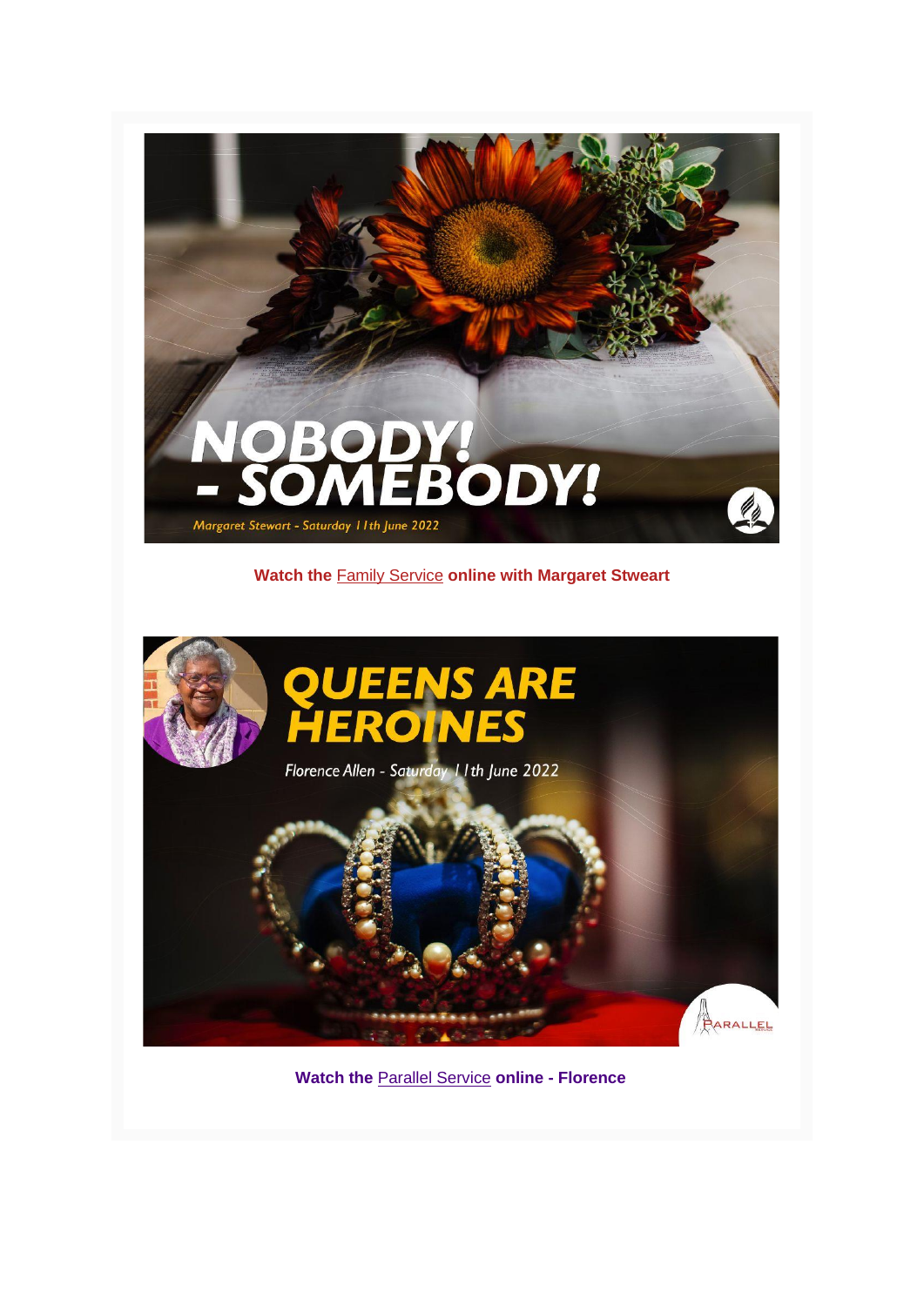NOBODY! - SOMEBODY!

Margaret Stewart - Saturday 11th June 2022

**Watch the Family Service online with Margaret Stweart**

QUEENS ARE HEROINES

Florence Allen - Saturday 11th June 2022

**Watch the Parallel Service online - Florence**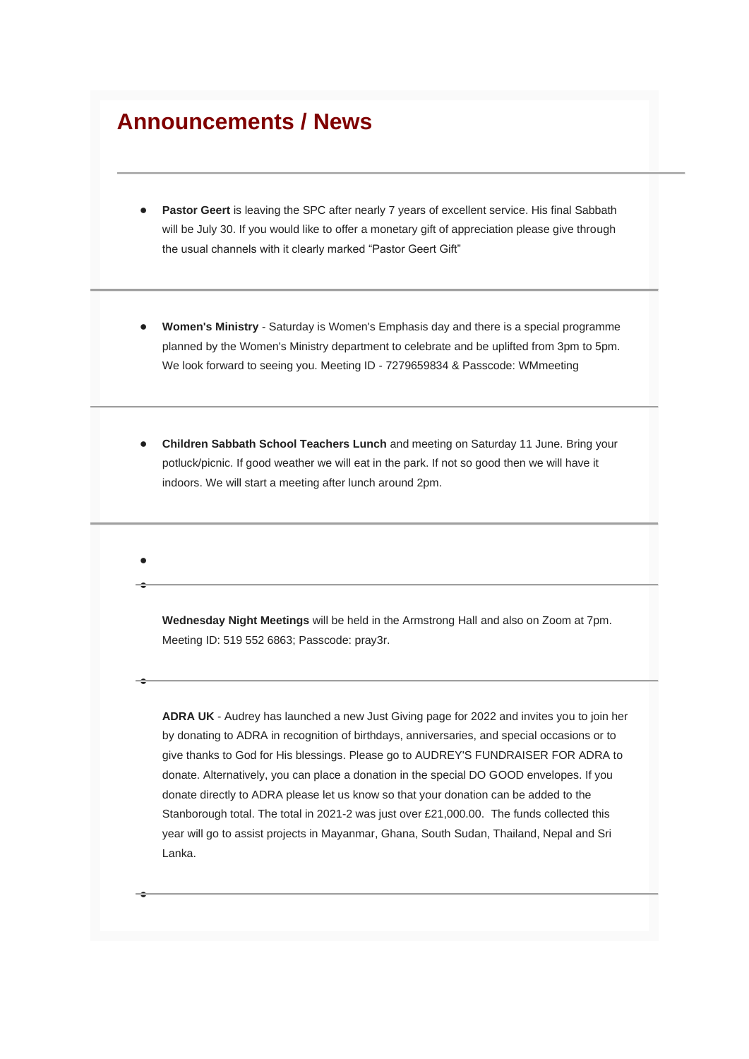## Announcements / News

---

- **Pastor Geert** is leaving the SPC after nearly 7 years of excellent service. His final Sabbath will be July 30. If you would like to offer a monetary gift of appreciation please give through the usual channels with it clearly marked “Pastor Geert Gift”

---

- **Women's Ministry** - Saturday is Women's Emphasis day and there is a special programme planned by the Women's Ministry department to celebrate and be uplifted from 3pm to 5pm. We look forward to seeing you. Meeting ID - 7279659834 & Passcode: WMmeeting

---

- **Children Sabbath School Teachers Lunch** and meeting on Saturday 11 June. Bring your potluck/picnic. If good weather we will eat in the park. If not so good then we will have it indoors. We will start a meeting after lunch around 2pm.

---

**Wednesday Night Meetings** will be held in the Armstrong Hall and also on Zoom at 7pm. Meeting ID: 519 552 6863; Passcode: pray3r.

---

**ADRA UK** - Audrey has launched a new Just Giving page for 2022 and invites you to join her by donating to ADRA in recognition of birthdays, anniversaries, and special occasions or to give thanks to God for His blessings. Please go to AUDREY'S FUNDRAISER FOR ADRA to donate. Alternatively, you can place a donation in the special DO GOOD envelopes. If you donate directly to ADRA please let us know so that your donation can be added to the Stanborough total. The total in 2021-2 was just over £21,000.00. The funds collected this year will go to assist projects in Mayanmar, Ghana, South Sudan, Thailand, Nepal and Sri Lanka.

---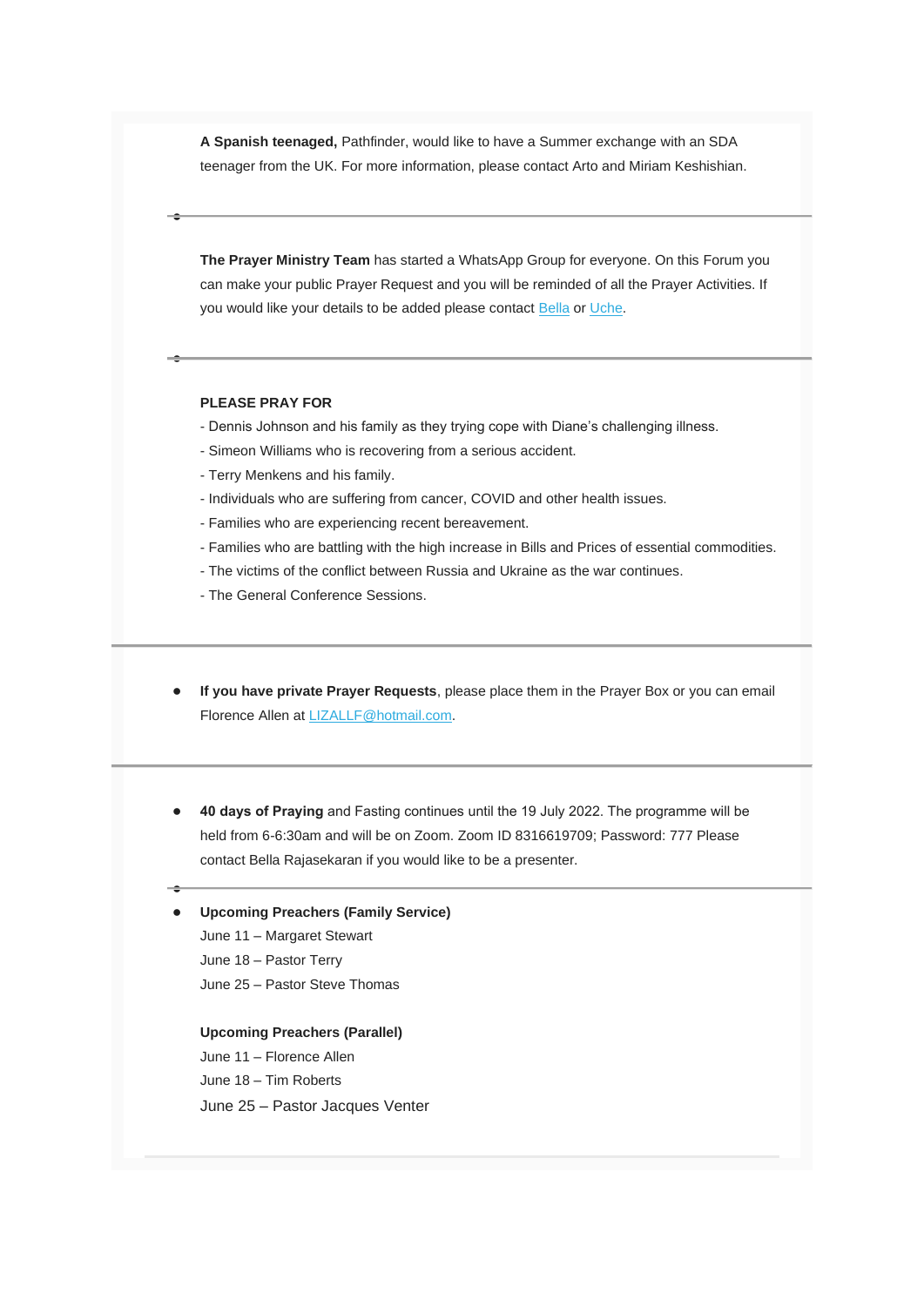**A Spanish teenaged,** Pathfinder, would like to have a Summer exchange with an SDA teenager from the UK. For more information, please contact Arto and Miriam Keshishian.

---

**The Prayer Ministry Team** has started a WhatsApp Group for everyone. On this Forum you can make your public Prayer Request and you will be reminded of all the Prayer Activities. If you would like your details to be added please contact Bella or Uche.

---

**PLEASE PRAY FOR**

- Dennis Johnson and his family as they trying cope with Diane's challenging illness.
- Simeon Williams who is recovering from a serious accident.
- Terry Menkens and his family.
- Individuals who are suffering from cancer, COVID and other health issues.
- Families who are experiencing recent bereavement.
- Families who are battling with the high increase in Bills and Prices of essential commodities.
- The victims of the conflict between Russia and Ukraine as the war continues.
- The General Conference Sessions.

---

- **If you have private Prayer Requests**, please place them in the Prayer Box or you can email Florence Allen at LIZALLF@hotmail.com.

---

- **40 days of Praying** and Fasting continues until the 19 July 2022. The programme will be held from 6-6:30am and will be on Zoom. Zoom ID 8316619709; Password: 777 Please contact Bella Rajasekaran if you would like to be a presenter.

---

- **Upcoming Preachers (Family Service)**

  June 11 – Margaret Stewart

  June 18 – Pastor Terry

  June 25 – Pastor Steve Thomas

  **Upcoming Preachers (Parallel)**

  June 11 – Florence Allen

  June 18 – Tim Roberts

  June 25 – Pastor Jacques Venter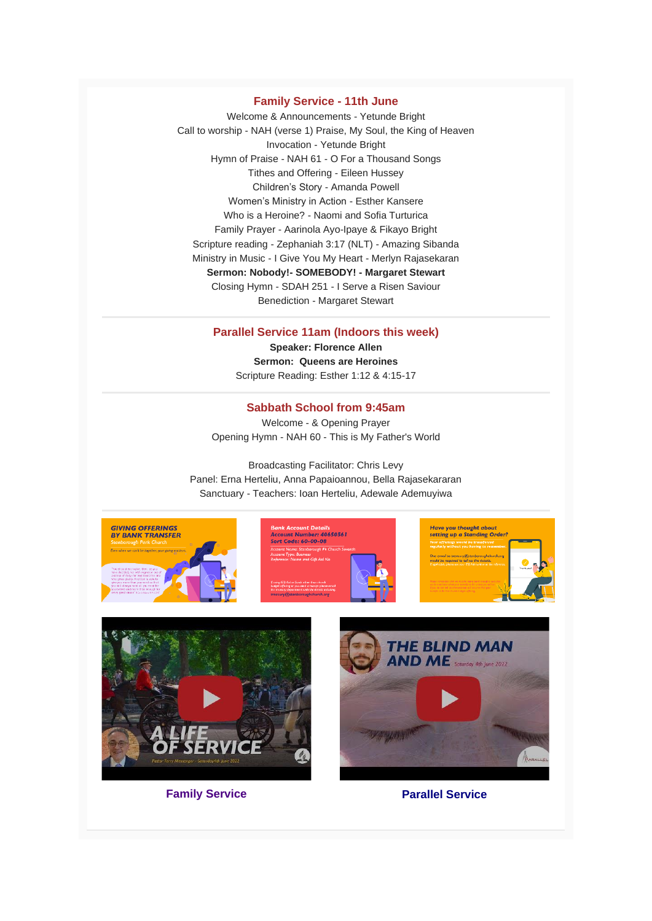## Family Service - 11th June

Welcome & Announcements - Yetunde Bright
Call to worship - NAH (verse 1) Praise, My Soul, the King of Heaven
Invocation - Yetunde Bright
Hymn of Praise - NAH 61 - O For a Thousand Songs
Tithes and Offering - Eileen Hussey
Children's Story - Amanda Powell
Women's Ministry in Action - Esther Kansere
Who is a Heroine? - Naomi and Sofia Turturica
Family Prayer - Aarinola Ayo-Ipaye & Fikayo Bright
Scripture reading - Zephaniah 3:17 (NLT) - Amazing Sibanda
Ministry in Music - I Give You My Heart - Merlyn Rajasekaran
**Sermon: Nobody!- SOMEBODY! - Margaret Stewart**
Closing Hymn - SDAH 251 - I Serve a Risen Saviour
Benediction - Margaret Stewart

---

## Parallel Service 11am (Indoors this week)

**Speaker: Florence Allen**
**Sermon: Queens are Heroines**
Scripture Reading: Esther 1:12 & 4:15-17

---

## Sabbath School from 9:45am

Welcome - & Opening Prayer
Opening Hymn - NAH 60 - This is My Father's World

Broadcasting Facilitator: Chris Levy
Panel: Erna Herteliu, Anna Papaioannou, Bella Rajasekararan
Sanctuary - Teachers: Ioan Herteliu, Adewale Ademuyiwa

---

**Family Service**

**Parallel Service**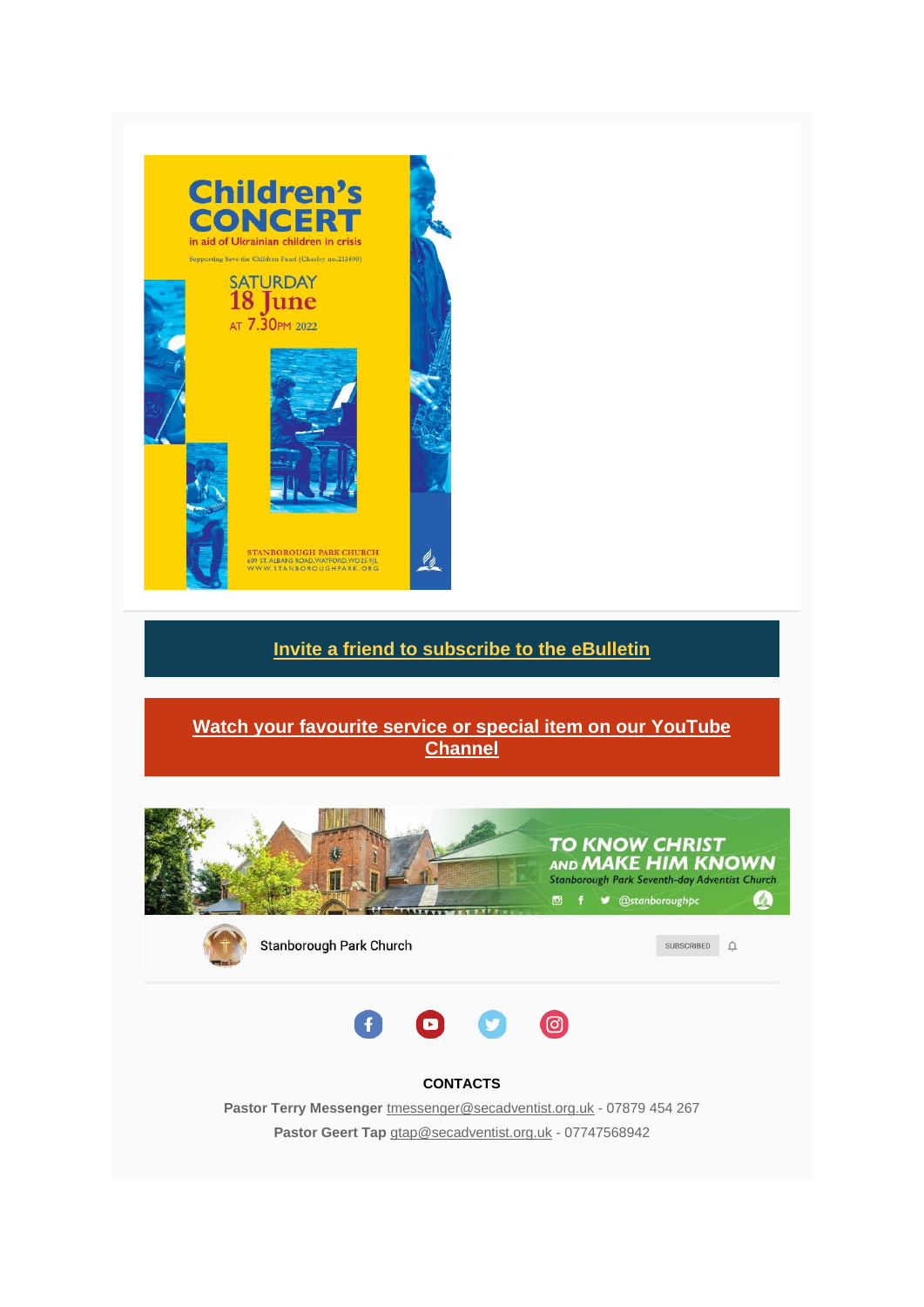# Children's CONCERT

in aid of Ukrainian children in crisis

Supporting Save the Children Fund (Charity no.213890)

SATURDAY
18 June
AT 7.30PM 2022

STANBOROUGH PARK CHURCH
609 ST. ALBANS ROAD, WATFORD, WD25 9JL
WWW.STANBOROUGHPARK.ORG

**Invite a friend to subscribe to the eBulletin**

**Watch your favourite service or special item on our YouTube Channel**

TO KNOW CHRIST AND MAKE HIM KNOWN
Stanborough Park Seventh-day Adventist Church
@stanboroughpc

Stanborough Park Church

SUBSCRIBED

**CONTACTS**

**Pastor Terry Messenger** tmessenger@secadventist.org.uk - 07879 454 267

**Pastor Geert Tap** gtap@secadventist.org.uk - 07747568942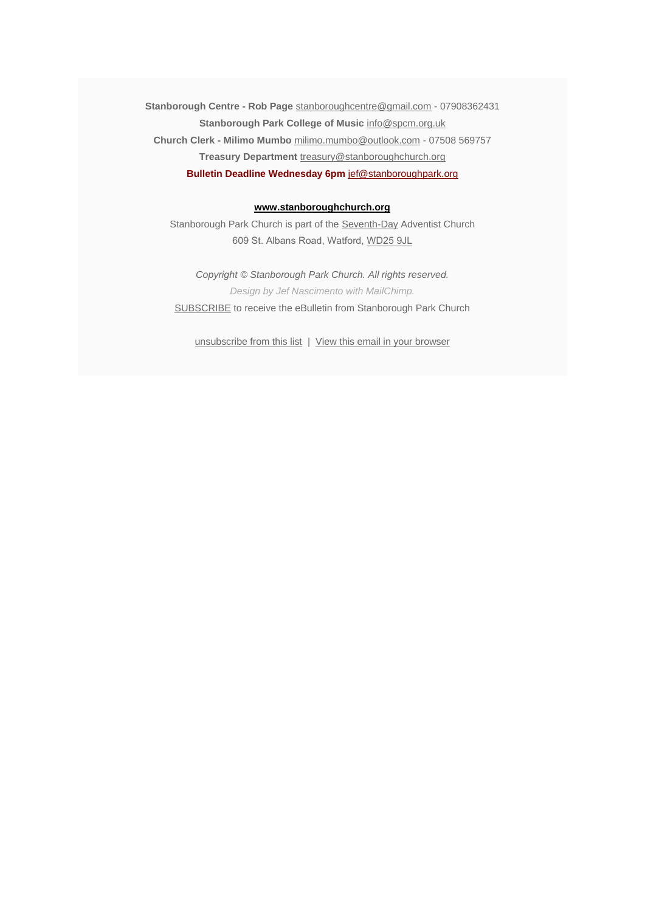**Stanborough Centre - Rob Page** stanboroughcentre@gmail.com - 07908362431
**Stanborough Park College of Music** info@spcm.org.uk
**Church Clerk - Milimo Mumbo** milimo.mumbo@outlook.com - 07508 569757
**Treasury Department** treasury@stanboroughchurch.org
**Bulletin Deadline Wednesday 6pm** jef@stanboroughpark.org

**www.stanboroughchurch.org**
Stanborough Park Church is part of the Seventh-Day Adventist Church
609 St. Albans Road, Watford, WD25 9JL

*Copyright © Stanborough Park Church. All rights reserved.*
*Design by Jef Nascimento with MailChimp.*
SUBSCRIBE to receive the eBulletin from Stanborough Park Church

unsubscribe from this list | View this email in your browser